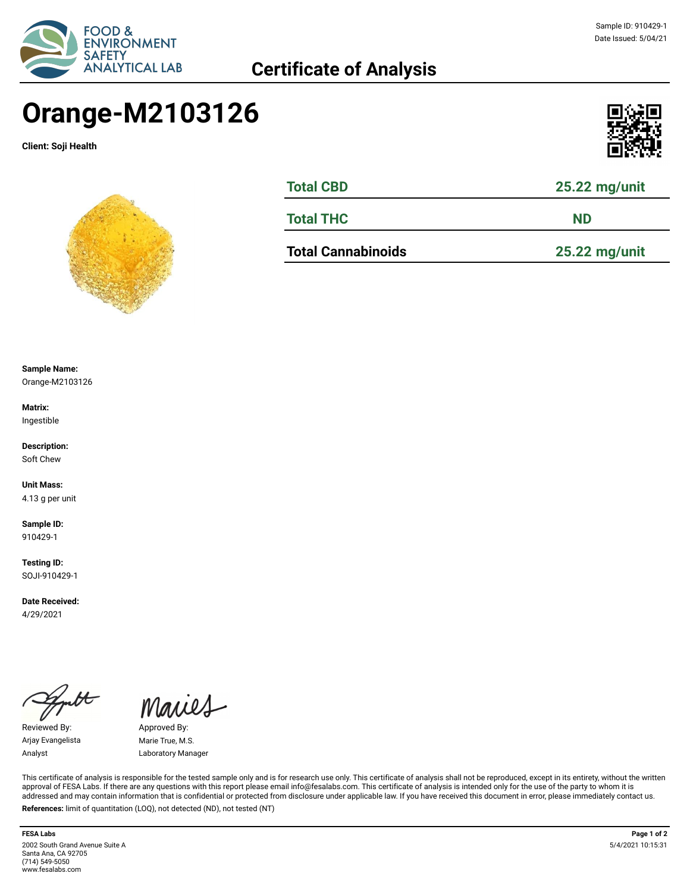Sample ID: 910429-1
Date Issued: 5/04/21

FOOD & ENVIRONMENT SAFETY ANALYTICAL LAB

## Certificate of Analysis

# Orange-M2103126

**Client: Soji Health**

| Total CBD | 25.22 mg/unit |
| --- | --- |
| Total THC | ND |
| **Total Cannabinoids** | 25.22 mg/unit |

**Sample Name:**
Orange-M2103126

**Matrix:**
Ingestible

**Description:**
Soft Chew

**Unit Mass:**
4.13 g per unit

**Sample ID:**
910429-1

**Testing ID:**
SOJI-910429-1

**Date Received:**
4/29/2021

Reviewed By:
Arjay Evangelista
Analyst

Approved By:
Marie True, M.S.
Laboratory Manager

This certificate of analysis is responsible for the tested sample only and is for research use only. This certificate of analysis shall not be reproduced, except in its entirety, without the written approval of FESA Labs. If there are any questions with this report please email info@fesalabs.com. This certificate of analysis is intended only for the use of the party to whom it is addressed and may contain information that is confidential or protected from disclosure under applicable law. If you have received this document in error, please immediately contact us.

**References:** limit of quantitation (LOQ), not detected (ND), not tested (NT)

**FESA Labs**
2002 South Grand Avenue Suite A
Santa Ana, CA 92705
(714) 549-5050
www.fesalabs.com

5/4/2021 10:15:31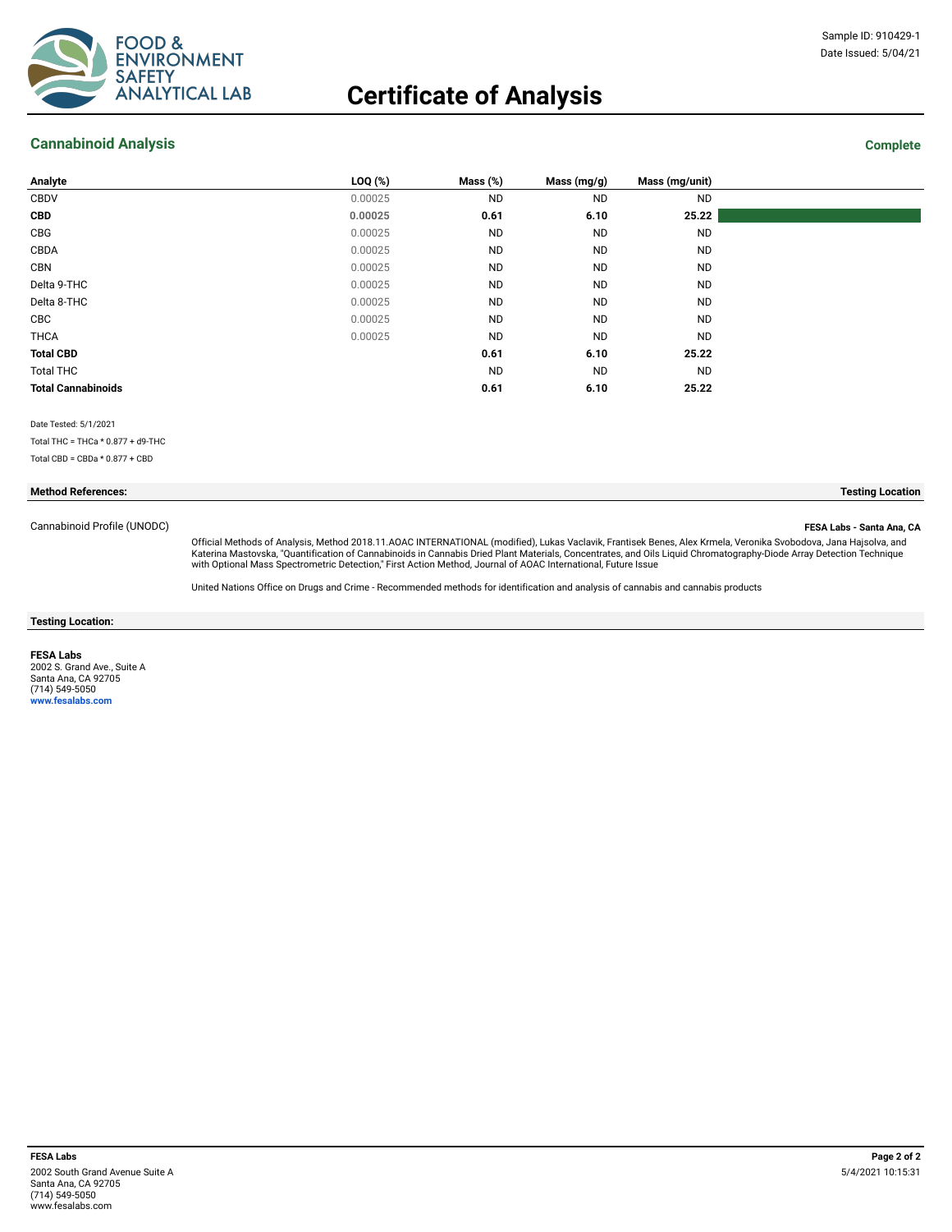FOOD & ENVIRONMENT SAFETY ANALYTICAL LAB

Sample ID: 910429-1
Date Issued: 5/04/21

# Certificate of Analysis

## Cannabinoid Analysis

**Complete**

| Analyte | LOQ (%) | Mass (%) | Mass (mg/g) | Mass (mg/unit) |
|---|---|---|---|---|
| CBDV | 0.00025 | ND | ND | ND |
| **CBD** | **0.00025** | **0.61** | **6.10** | **25.22** |
| CBG | 0.00025 | ND | ND | ND |
| CBDA | 0.00025 | ND | ND | ND |
| CBN | 0.00025 | ND | ND | ND |
| Delta 9-THC | 0.00025 | ND | ND | ND |
| Delta 8-THC | 0.00025 | ND | ND | ND |
| CBC | 0.00025 | ND | ND | ND |
| THCA | 0.00025 | ND | ND | ND |
| **Total CBD** | | **0.61** | **6.10** | **25.22** |
| Total THC | | ND | ND | ND |
| **Total Cannabinoids** | | **0.61** | **6.10** | **25.22** |

Date Tested: 5/1/2021

Total THC = THCa * 0.877 + d9-THC

Total CBD = CBDa * 0.877 + CBD

| Method References: | Testing Location |
|---|---|
| Cannabinoid Profile (UNODC) | FESA Labs - Santa Ana, CA |

Official Methods of Analysis, Method 2018.11.AOAC INTERNATIONAL (modified), Lukas Vaclavik, Frantisek Benes, Alex Krmela, Veronika Svobodova, Jana Hajsolva, and Katerina Mastovska, "Quantification of Cannabinoids in Cannabis Dried Plant Materials, Concentrates, and Oils Liquid Chromatography-Diode Array Detection Technique with Optional Mass Spectrometric Detection," First Action Method, Journal of AOAC International, Future Issue

United Nations Office on Drugs and Crime - Recommended methods for identification and analysis of cannabis and cannabis products

**Testing Location:**

**FESA Labs**
2002 S. Grand Ave., Suite A
Santa Ana, CA 92705
(714) 549-5050
www.fesalabs.com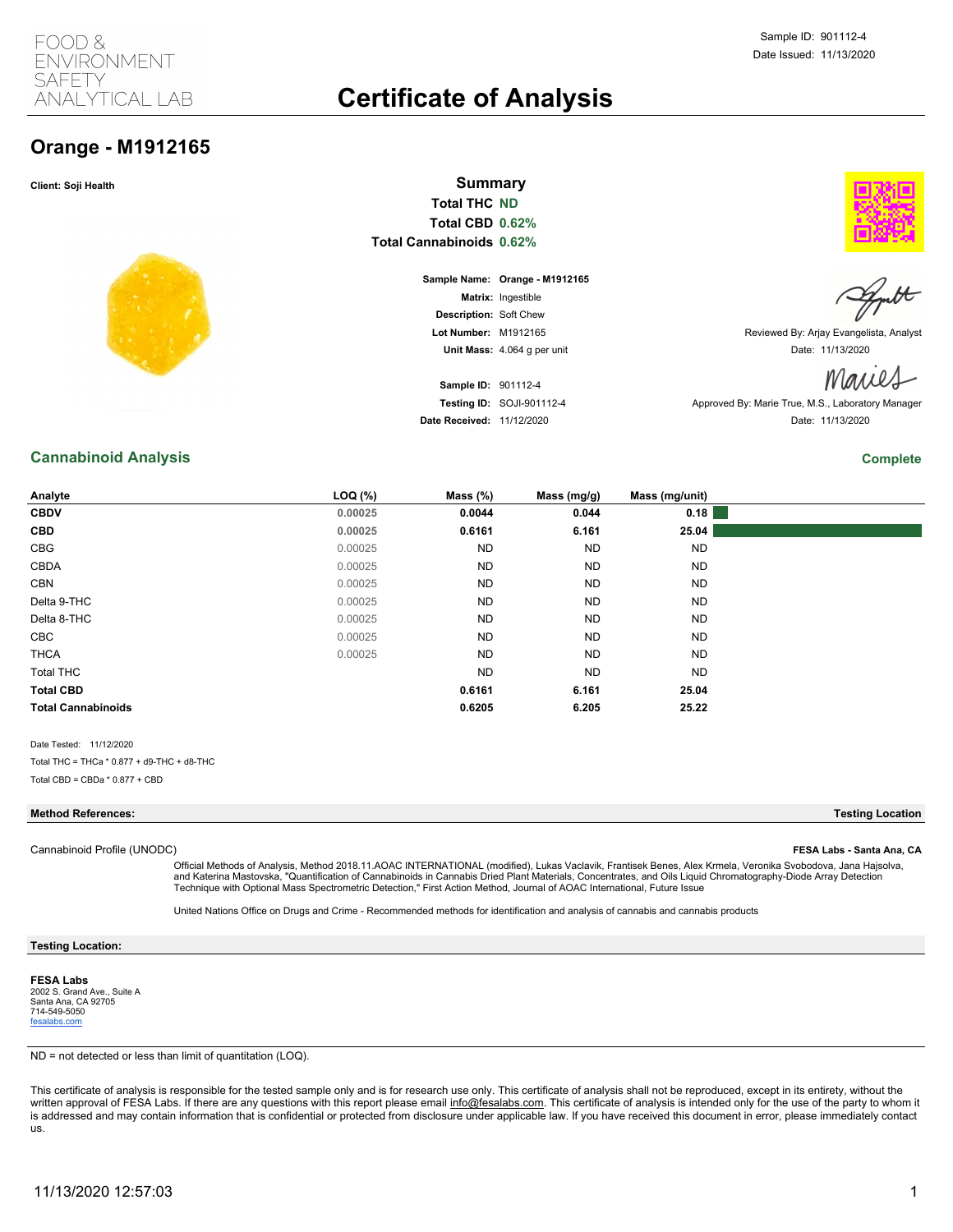FOOD & ENVIRONMENT SAFETY ANALYTICAL LAB

Sample ID: 901112-4
Date Issued: 11/13/2020

# Certificate of Analysis

## Orange - M1912165

**Client: Soji Health**

**Summary**

**Total THC ND**
**Total CBD 0.62%**
**Total Cannabinoids 0.62%**

**Sample Name:** Orange - M1912165
**Matrix:** Ingestible
**Description:** Soft Chew
**Lot Number:** M1912165
**Unit Mass:** 4.064 g per unit

**Sample ID:** 901112-4
**Testing ID:** SOJI-901112-4
**Date Received:** 11/12/2020

Reviewed By: Arjay Evangelista, Analyst
Date: 11/13/2020

Approved By: Marie True, M.S., Laboratory Manager
Date: 11/13/2020

## Cannabinoid Analysis

**Complete**

| Analyte | LOQ (%) | Mass (%) | Mass (mg/g) | Mass (mg/unit) |
|---|---|---|---|---|
| **CBDV** | **0.00025** | **0.0044** | **0.044** | **0.18** |
| **CBD** | **0.00025** | **0.6161** | **6.161** | **25.04** |
| CBG | 0.00025 | ND | ND | ND |
| CBDA | 0.00025 | ND | ND | ND |
| CBN | 0.00025 | ND | ND | ND |
| Delta 9-THC | 0.00025 | ND | ND | ND |
| Delta 8-THC | 0.00025 | ND | ND | ND |
| CBC | 0.00025 | ND | ND | ND |
| THCA | 0.00025 | ND | ND | ND |
| Total THC | | ND | ND | ND |
| **Total CBD** | | **0.6161** | **6.161** | **25.04** |
| **Total Cannabinoids** | | **0.6205** | **6.205** | **25.22** |

Date Tested: 11/12/2020

Total THC = THCa * 0.877 + d9-THC + d8-THC

Total CBD = CBDa * 0.877 + CBD

**Method References:** **Testing Location**

Cannabinoid Profile (UNODC) **FESA Labs - Santa Ana, CA**

Official Methods of Analysis, Method 2018.11.AOAC INTERNATIONAL (modified), Lukas Vaclavik, Frantisek Benes, Alex Krmela, Veronika Svobodova, Jana Hajsolva, and Katerina Mastovska, "Quantification of Cannabinoids in Cannabis Dried Plant Materials, Concentrates, and Oils Liquid Chromatography-Diode Array Detection Technique with Optional Mass Spectrometric Detection," First Action Method, Journal of AOAC International, Future Issue

United Nations Office on Drugs and Crime - Recommended methods for identification and analysis of cannabis and cannabis products

**Testing Location:**

**FESA Labs**
2002 S. Grand Ave., Suite A
Santa Ana, CA 92705
714-549-5050
fesalabs.com

ND = not detected or less than limit of quantitation (LOQ).

This certificate of analysis is responsible for the tested sample only and is for research use only. This certificate of analysis shall not be reproduced, except in its entirety, without the written approval of FESA Labs. If there are any questions with this report please email info@fesalabs.com. This certificate of analysis is intended only for the use of the party to whom it is addressed and may contain information that is confidential or protected from disclosure under applicable law. If you have received this document in error, please immediately contact us.

11/13/2020 12:57:03